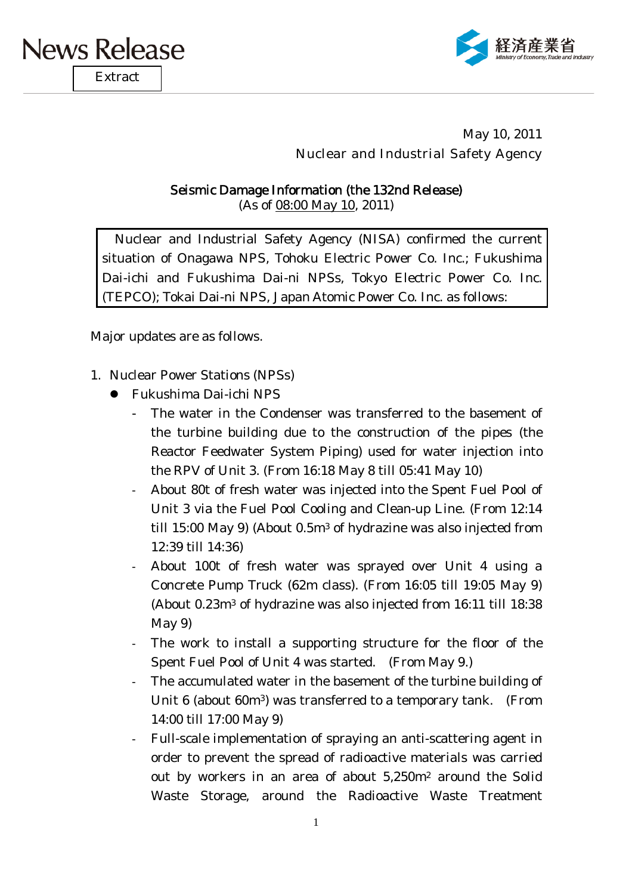News Release

Extract

経済産業省 Ministry of Economy, Trade and Industry

May 10, 2011
Nuclear and Industrial Safety Agency

**Seismic Damage Information (the 132nd Release)**
(As of 08:00 May 10, 2011)

> Nuclear and Industrial Safety Agency (NISA) confirmed the current situation of Onagawa NPS, Tohoku Electric Power Co. Inc.; Fukushima Dai-ichi and Fukushima Dai-ni NPSs, Tokyo Electric Power Co. Inc. (TEPCO); Tokai Dai-ni NPS, Japan Atomic Power Co. Inc. as follows:

Major updates are as follows.

1. Nuclear Power Stations (NPSs)
   - Fukushima Dai-ichi NPS
     - The water in the Condenser was transferred to the basement of the turbine building due to the construction of the pipes (the Reactor Feedwater System Piping) used for water injection into the RPV of Unit 3. (From 16:18 May 8 till 05:41 May 10)
     - About 80t of fresh water was injected into the Spent Fuel Pool of Unit 3 via the Fuel Pool Cooling and Clean-up Line. (From 12:14 till 15:00 May 9) (About 0.5m$^3$ of hydrazine was also injected from 12:39 till 14:36)
     - About 100t of fresh water was sprayed over Unit 4 using a Concrete Pump Truck (62m class). (From 16:05 till 19:05 May 9) (About 0.23m$^3$ of hydrazine was also injected from 16:11 till 18:38 May 9)
     - The work to install a supporting structure for the floor of the Spent Fuel Pool of Unit 4 was started. (From May 9.)
     - The accumulated water in the basement of the turbine building of Unit 6 (about 60m$^3$) was transferred to a temporary tank. (From 14:00 till 17:00 May 9)
     - Full-scale implementation of spraying an anti-scattering agent in order to prevent the spread of radioactive materials was carried out by workers in an area of about 5,250m$^2$ around the Solid Waste Storage, around the Radioactive Waste Treatment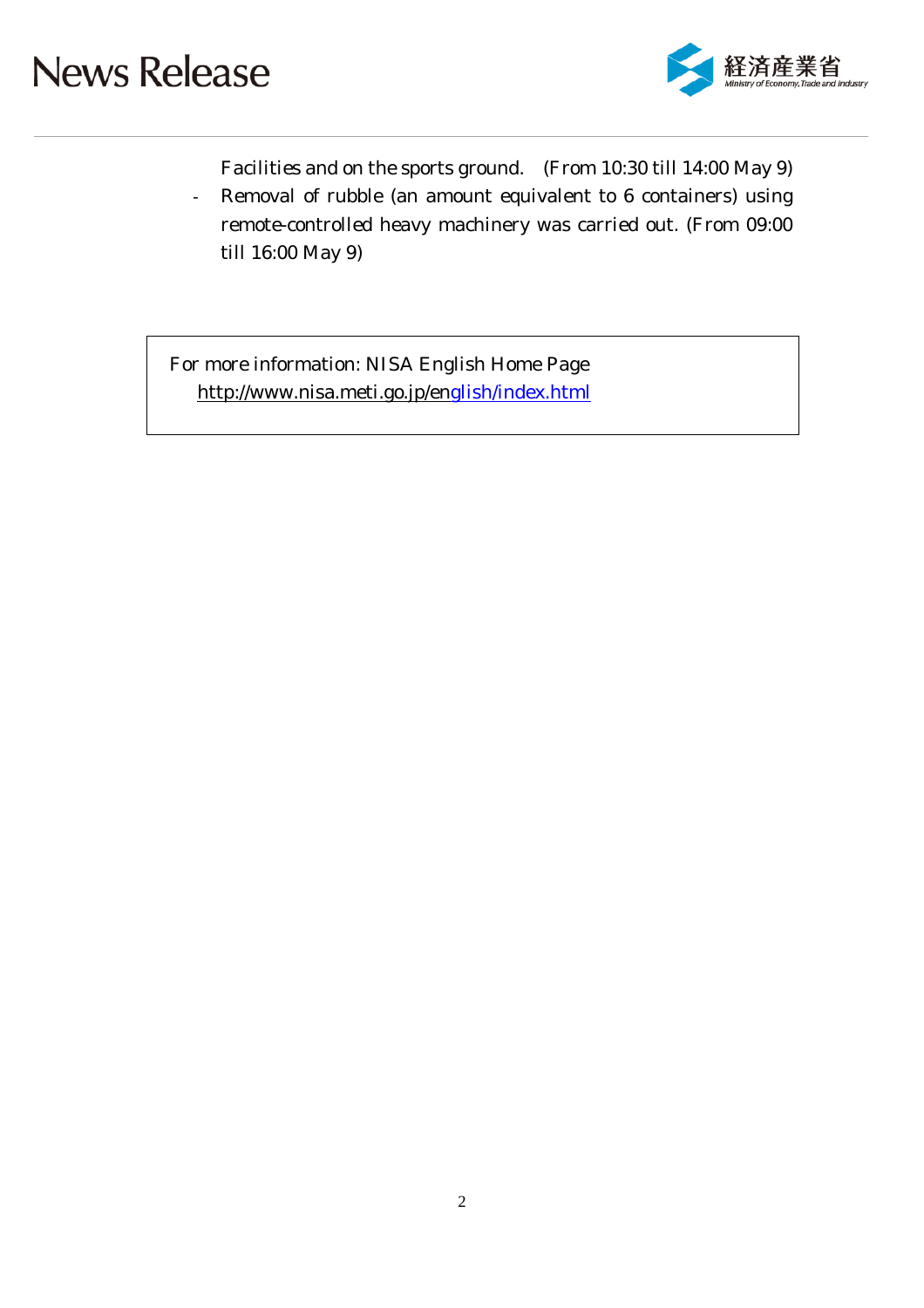Facilities and on the sports ground. (From 10:30 till 14:00 May 9)

- Removal of rubble (an amount equivalent to 6 containers) using remote-controlled heavy machinery was carried out. (From 09:00 till 16:00 May 9)

For more information: NISA English Home Page
http://www.nisa.meti.go.jp/english/index.html